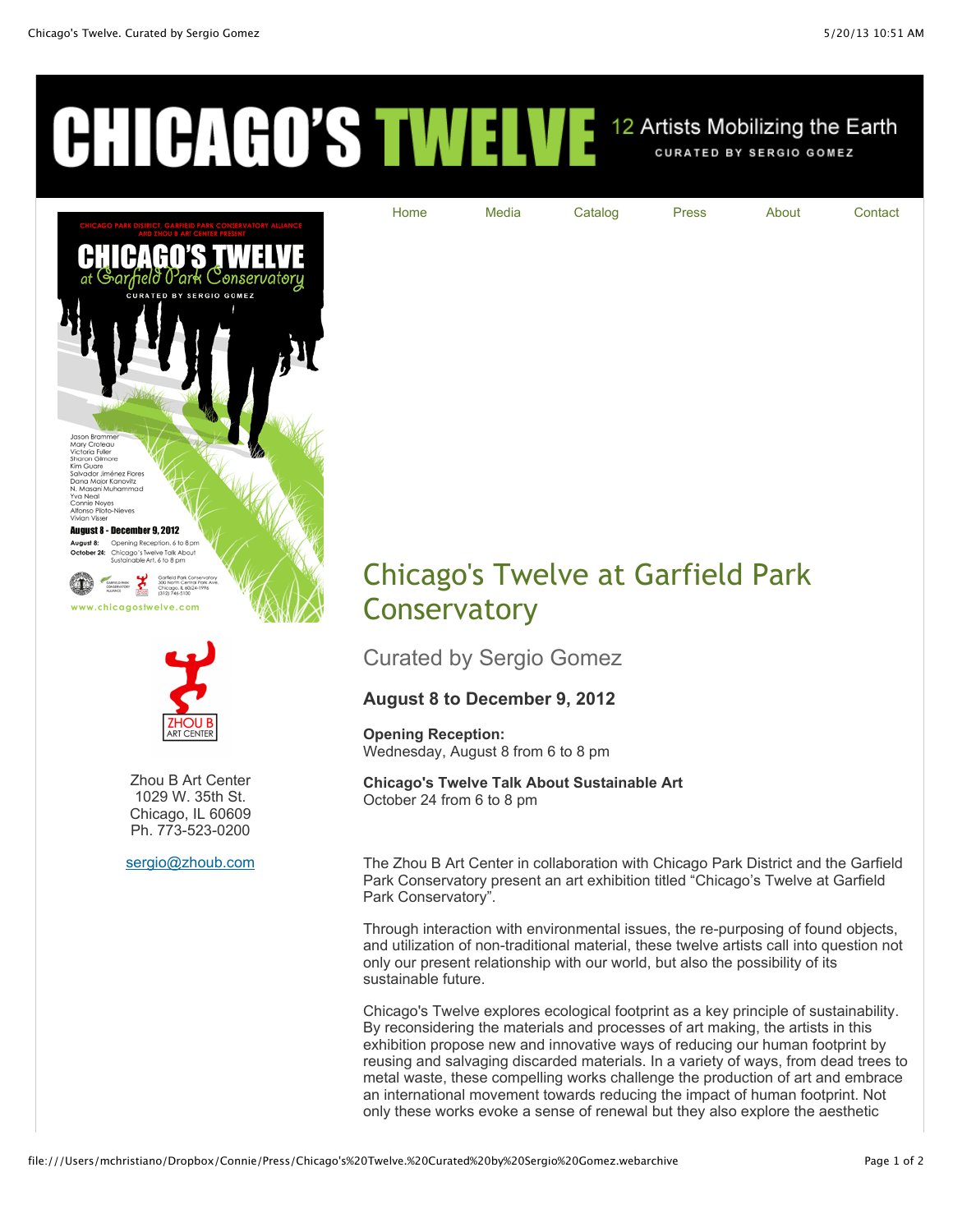# CHICAGO'S TWELVE

12 Artists Mobilizing the Earth

CURATED BY SERGIO GOMEZ

Home | Media | Catalog | Press | About | Contact

CHICAGO PARK DISTRICT, GARFIELD PARK CONSERVATORY ALLIANCE AND ZHOU B ART CENTER PRESENT

CHICAGO'S TWELVE at Garfield Park Conservatory

CURATED BY SERGIO GOMEZ

Jason Brammer
Mary Croleau
Victoria Fuller
Sharon Gilmore
Kim Guare
Salvador Jiménez Flores
Dana Major Kanovitz
N. Masani Muhammad
Yva Neal
Connie Noyes
Alfonso Piloto-Nieves
Vivian Visser

**August 8 - December 9, 2012**

**August 8:** Opening Reception, 6 to 8 pm
**October 24:** Chicago's Twelve Talk About Sustainable Art, 6 to 8 pm

Garfield Park Conservatory
300 North Central Park Ave.
Chicago, IL 60624-1996
(312) 746-5100

www.chicagostwelve.com

ZHOU B ART CENTER

Zhou B Art Center
1029 W. 35th St.
Chicago, IL 60609
Ph. 773-523-0200

sergio@zhoub.com

## Chicago's Twelve at Garfield Park Conservatory

### Curated by Sergio Gomez

**August 8 to December 9, 2012**

**Opening Reception:**
Wednesday, August 8 from 6 to 8 pm

**Chicago's Twelve Talk About Sustainable Art**
October 24 from 6 to 8 pm

The Zhou B Art Center in collaboration with Chicago Park District and the Garfield Park Conservatory present an art exhibition titled "Chicago's Twelve at Garfield Park Conservatory".

Through interaction with environmental issues, the re-purposing of found objects, and utilization of non-traditional material, these twelve artists call into question not only our present relationship with our world, but also the possibility of its sustainable future.

Chicago's Twelve explores ecological footprint as a key principle of sustainability. By reconsidering the materials and processes of art making, the artists in this exhibition propose new and innovative ways of reducing our human footprint by reusing and salvaging discarded materials. In a variety of ways, from dead trees to metal waste, these compelling works challenge the production of art and embrace an international movement towards reducing the impact of human footprint. Not only these works evoke a sense of renewal but they also explore the aesthetic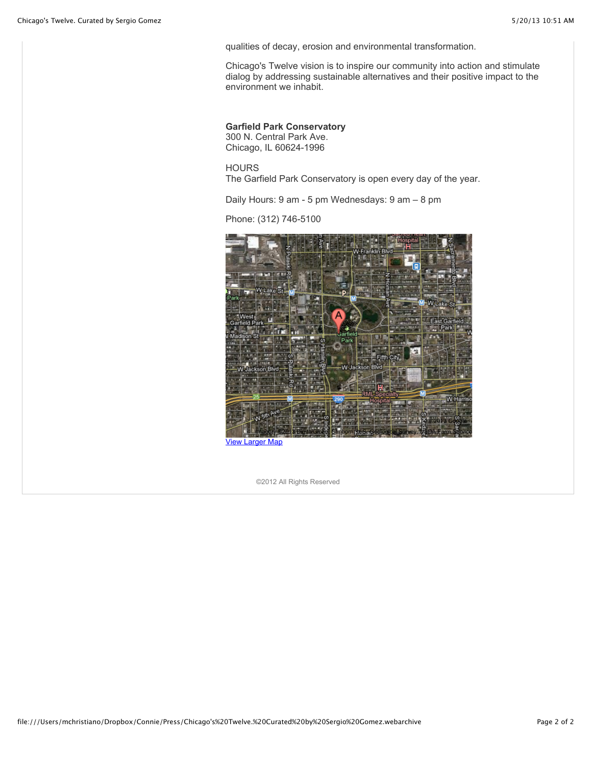qualities of decay, erosion and environmental transformation.

Chicago's Twelve vision is to inspire our community into action and stimulate dialog by addressing sustainable alternatives and their positive impact to the environment we inhabit.

**Garfield Park Conservatory**
300 N. Central Park Ave.
Chicago, IL 60624-1996

HOURS
The Garfield Park Conservatory is open every day of the year.

Daily Hours: 9 am - 5 pm Wednesdays: 9 am – 8 pm

Phone: (312) 746-5100

View Larger Map

©2012 All Rights Reserved